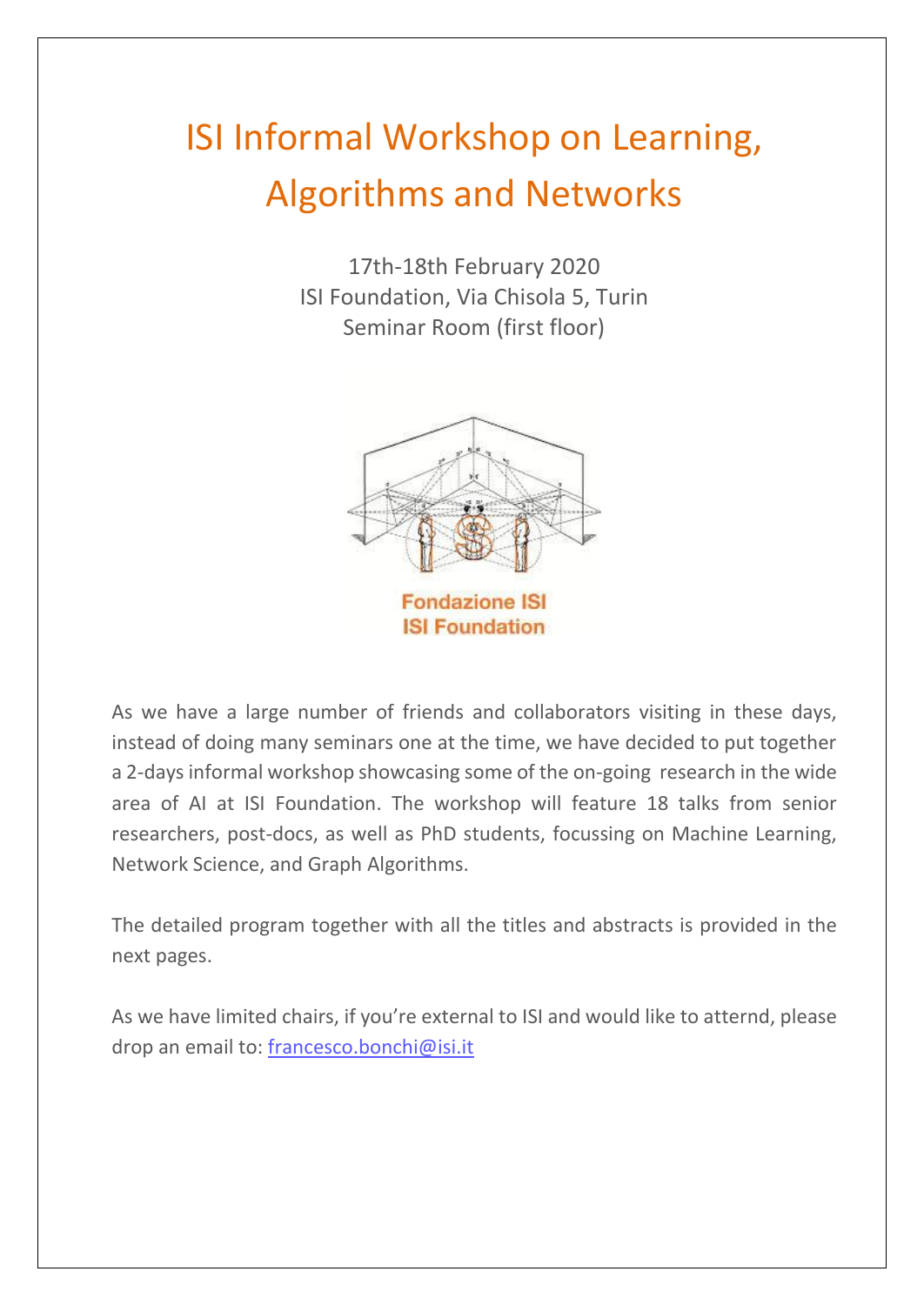# ISI Informal Workshop on Learning, Algorithms and Networks

17th-18th February 2020
ISI Foundation, Via Chisola 5, Turin
Seminar Room (first floor)

Fondazione ISI
ISI Foundation

As we have a large number of friends and collaborators visiting in these days, instead of doing many seminars one at the time, we have decided to put together a 2-days informal workshop showcasing some of the on-going research in the wide area of AI at ISI Foundation. The workshop will feature 18 talks from senior researchers, post-docs, as well as PhD students, focussing on Machine Learning, Network Science, and Graph Algorithms.

The detailed program together with all the titles and abstracts is provided in the next pages.

As we have limited chairs, if you're external to ISI and would like to atternd, please drop an email to: francesco.bonchi@isi.it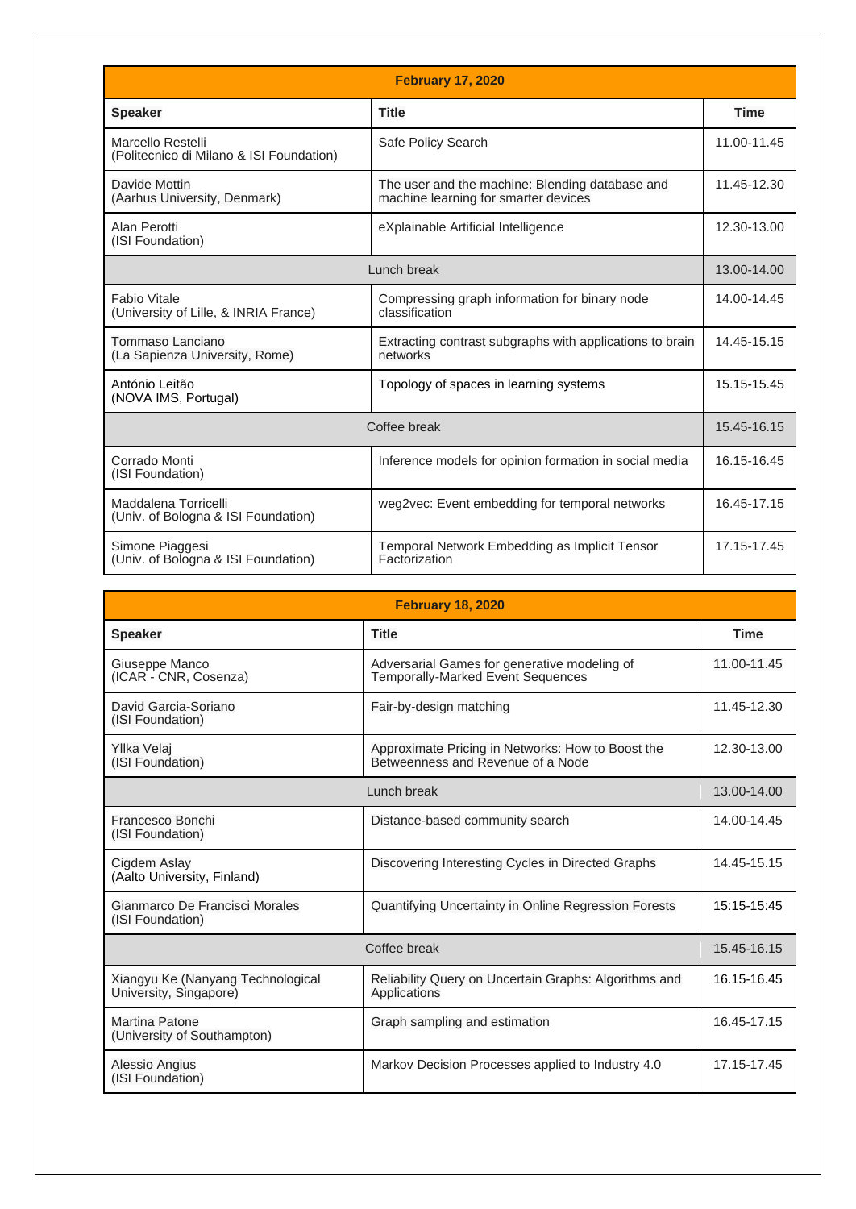| February 17, 2020 | | |
|---|---|---|
| **Speaker** | **Title** | **Time** |
| Marcello Restelli (Politecnico di Milano & ISI Foundation) | Safe Policy Search | 11.00-11.45 |
| Davide Mottin (Aarhus University, Denmark) | The user and the machine: Blending database and machine learning for smarter devices | 11.45-12.30 |
| Alan Perotti (ISI Foundation) | eXplainable Artificial Intelligence | 12.30-13.00 |
| Lunch break | | 13.00-14.00 |
| Fabio Vitale (University of Lille, & INRIA France) | Compressing graph information for binary node classification | 14.00-14.45 |
| Tommaso Lanciano (La Sapienza University, Rome) | Extracting contrast subgraphs with applications to brain networks | 14.45-15.15 |
| António Leitão (NOVA IMS, Portugal) | Topology of spaces in learning systems | 15.15-15.45 |
| Coffee break | | 15.45-16.15 |
| Corrado Monti (ISI Foundation) | Inference models for opinion formation in social media | 16.15-16.45 |
| Maddalena Torricelli (Univ. of Bologna & ISI Foundation) | weg2vec: Event embedding for temporal networks | 16.45-17.15 |
| Simone Piaggesi (Univ. of Bologna & ISI Foundation) | Temporal Network Embedding as Implicit Tensor Factorization | 17.15-17.45 |

| February 18, 2020 | | |
|---|---|---|
| **Speaker** | **Title** | **Time** |
| Giuseppe Manco (ICAR - CNR, Cosenza) | Adversarial Games for generative modeling of Temporally-Marked Event Sequences | 11.00-11.45 |
| David Garcia-Soriano (ISI Foundation) | Fair-by-design matching | 11.45-12.30 |
| Yllka Velaj (ISI Foundation) | Approximate Pricing in Networks: How to Boost the Betweenness and Revenue of a Node | 12.30-13.00 |
| Lunch break | | 13.00-14.00 |
| Francesco Bonchi (ISI Foundation) | Distance-based community search | 14.00-14.45 |
| Cigdem Aslay (Aalto University, Finland) | Discovering Interesting Cycles in Directed Graphs | 14.45-15.15 |
| Gianmarco De Francisci Morales (ISI Foundation) | Quantifying Uncertainty in Online Regression Forests | 15:15-15:45 |
| Coffee break | | 15.45-16.15 |
| Xiangyu Ke (Nanyang Technological University, Singapore) | Reliability Query on Uncertain Graphs: Algorithms and Applications | 16.15-16.45 |
| Martina Patone (University of Southampton) | Graph sampling and estimation | 16.45-17.15 |
| Alessio Angius (ISI Foundation) | Markov Decision Processes applied to Industry 4.0 | 17.15-17.45 |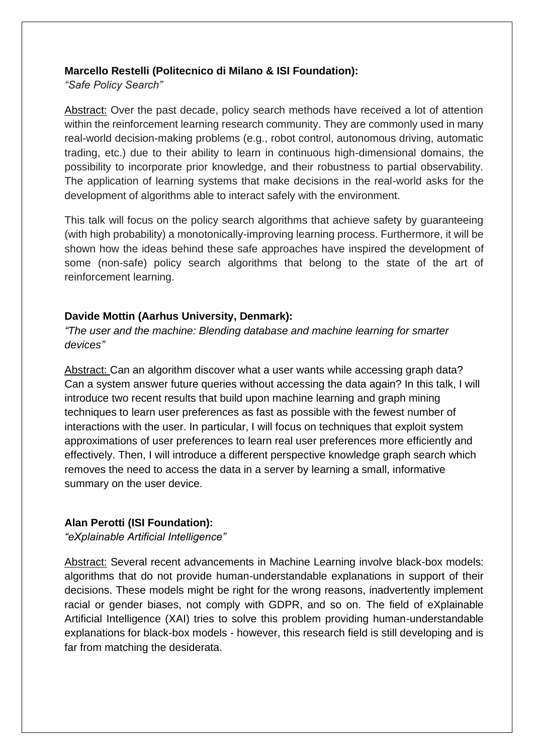**Marcello Restelli (Politecnico di Milano & ISI Foundation):**

*“Safe Policy Search”*

Abstract: Over the past decade, policy search methods have received a lot of attention within the reinforcement learning research community. They are commonly used in many real-world decision-making problems (e.g., robot control, autonomous driving, automatic trading, etc.) due to their ability to learn in continuous high-dimensional domains, the possibility to incorporate prior knowledge, and their robustness to partial observability. The application of learning systems that make decisions in the real-world asks for the development of algorithms able to interact safely with the environment.

This talk will focus on the policy search algorithms that achieve safety by guaranteeing (with high probability) a monotonically-improving learning process. Furthermore, it will be shown how the ideas behind these safe approaches have inspired the development of some (non-safe) policy search algorithms that belong to the state of the art of reinforcement learning.

**Davide Mottin (Aarhus University, Denmark):**

*“The user and the machine: Blending database and machine learning for smarter devices”*

Abstract: Can an algorithm discover what a user wants while accessing graph data? Can a system answer future queries without accessing the data again? In this talk, I will introduce two recent results that build upon machine learning and graph mining techniques to learn user preferences as fast as possible with the fewest number of interactions with the user. In particular, I will focus on techniques that exploit system approximations of user preferences to learn real user preferences more efficiently and effectively. Then, I will introduce a different perspective knowledge graph search which removes the need to access the data in a server by learning a small, informative summary on the user device.

**Alan Perotti (ISI Foundation):**

*“eXplainable Artificial Intelligence”*

Abstract: Several recent advancements in Machine Learning involve black-box models: algorithms that do not provide human-understandable explanations in support of their decisions. These models might be right for the wrong reasons, inadvertently implement racial or gender biases, not comply with GDPR, and so on. The field of eXplainable Artificial Intelligence (XAI) tries to solve this problem providing human-understandable explanations for black-box models - however, this research field is still developing and is far from matching the desiderata.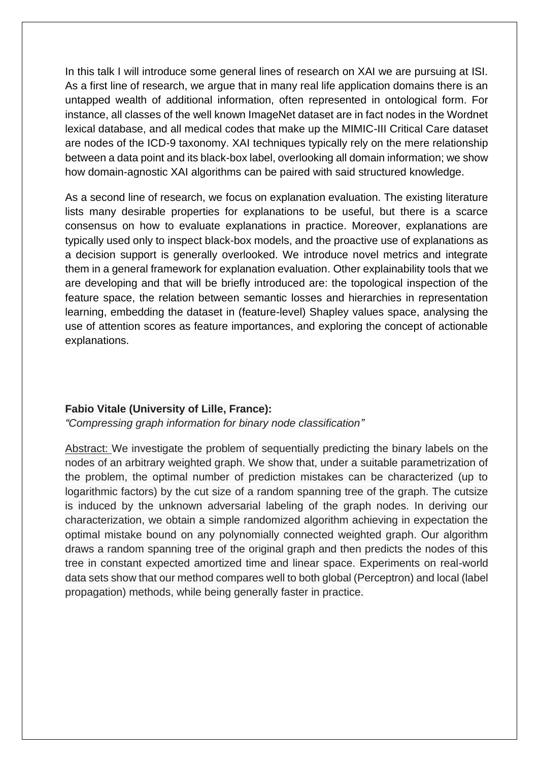In this talk I will introduce some general lines of research on XAI we are pursuing at ISI. As a first line of research, we argue that in many real life application domains there is an untapped wealth of additional information, often represented in ontological form. For instance, all classes of the well known ImageNet dataset are in fact nodes in the Wordnet lexical database, and all medical codes that make up the MIMIC-III Critical Care dataset are nodes of the ICD-9 taxonomy. XAI techniques typically rely on the mere relationship between a data point and its black-box label, overlooking all domain information; we show how domain-agnostic XAI algorithms can be paired with said structured knowledge.

As a second line of research, we focus on explanation evaluation. The existing literature lists many desirable properties for explanations to be useful, but there is a scarce consensus on how to evaluate explanations in practice. Moreover, explanations are typically used only to inspect black-box models, and the proactive use of explanations as a decision support is generally overlooked. We introduce novel metrics and integrate them in a general framework for explanation evaluation. Other explainability tools that we are developing and that will be briefly introduced are: the topological inspection of the feature space, the relation between semantic losses and hierarchies in representation learning, embedding the dataset in (feature-level) Shapley values space, analysing the use of attention scores as feature importances, and exploring the concept of actionable explanations.

**Fabio Vitale (University of Lille, France):**

*“Compressing graph information for binary node classification”*

Abstract: We investigate the problem of sequentially predicting the binary labels on the nodes of an arbitrary weighted graph. We show that, under a suitable parametrization of the problem, the optimal number of prediction mistakes can be characterized (up to logarithmic factors) by the cut size of a random spanning tree of the graph. The cutsize is induced by the unknown adversarial labeling of the graph nodes. In deriving our characterization, we obtain a simple randomized algorithm achieving in expectation the optimal mistake bound on any polynomially connected weighted graph. Our algorithm draws a random spanning tree of the original graph and then predicts the nodes of this tree in constant expected amortized time and linear space. Experiments on real-world data sets show that our method compares well to both global (Perceptron) and local (label propagation) methods, while being generally faster in practice.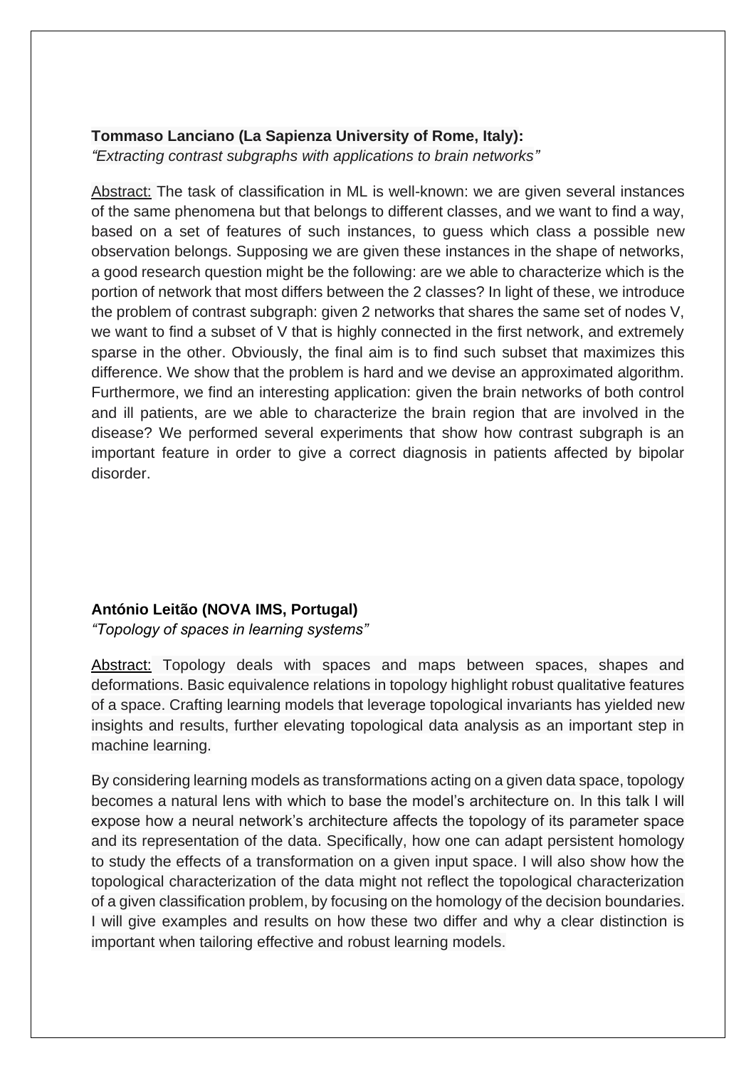**Tommaso Lanciano (La Sapienza University of Rome, Italy):**
*"Extracting contrast subgraphs with applications to brain networks"*

Abstract: The task of classification in ML is well-known: we are given several instances of the same phenomena but that belongs to different classes, and we want to find a way, based on a set of features of such instances, to guess which class a possible new observation belongs. Supposing we are given these instances in the shape of networks, a good research question might be the following: are we able to characterize which is the portion of network that most differs between the 2 classes? In light of these, we introduce the problem of contrast subgraph: given 2 networks that shares the same set of nodes V, we want to find a subset of V that is highly connected in the first network, and extremely sparse in the other. Obviously, the final aim is to find such subset that maximizes this difference. We show that the problem is hard and we devise an approximated algorithm. Furthermore, we find an interesting application: given the brain networks of both control and ill patients, are we able to characterize the brain region that are involved in the disease? We performed several experiments that show how contrast subgraph is an important feature in order to give a correct diagnosis in patients affected by bipolar disorder.

**António Leitão (NOVA IMS, Portugal)**
*"Topology of spaces in learning systems"*

Abstract: Topology deals with spaces and maps between spaces, shapes and deformations. Basic equivalence relations in topology highlight robust qualitative features of a space. Crafting learning models that leverage topological invariants has yielded new insights and results, further elevating topological data analysis as an important step in machine learning.

By considering learning models as transformations acting on a given data space, topology becomes a natural lens with which to base the model's architecture on. In this talk I will expose how a neural network's architecture affects the topology of its parameter space and its representation of the data. Specifically, how one can adapt persistent homology to study the effects of a transformation on a given input space. I will also show how the topological characterization of the data might not reflect the topological characterization of a given classification problem, by focusing on the homology of the decision boundaries. I will give examples and results on how these two differ and why a clear distinction is important when tailoring effective and robust learning models.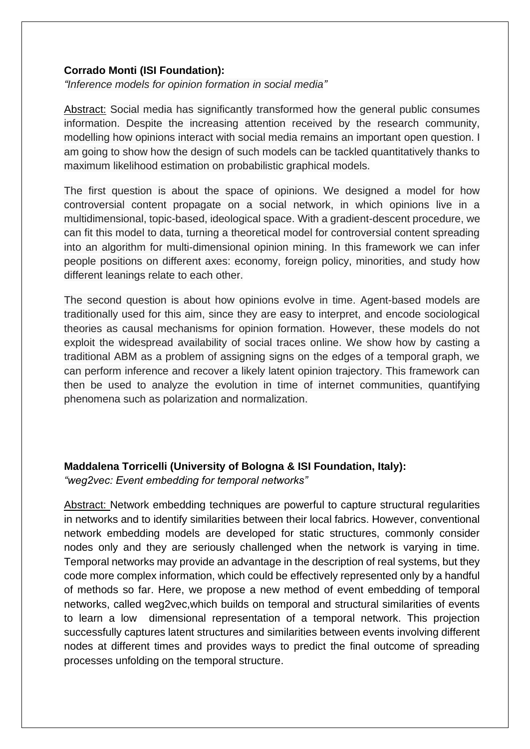**Corrado Monti (ISI Foundation):**

*"Inference models for opinion formation in social media"*

Abstract: Social media has significantly transformed how the general public consumes information. Despite the increasing attention received by the research community, modelling how opinions interact with social media remains an important open question. I am going to show how the design of such models can be tackled quantitatively thanks to maximum likelihood estimation on probabilistic graphical models.

The first question is about the space of opinions. We designed a model for how controversial content propagate on a social network, in which opinions live in a multidimensional, topic-based, ideological space. With a gradient-descent procedure, we can fit this model to data, turning a theoretical model for controversial content spreading into an algorithm for multi-dimensional opinion mining. In this framework we can infer people positions on different axes: economy, foreign policy, minorities, and study how different leanings relate to each other.

The second question is about how opinions evolve in time. Agent-based models are traditionally used for this aim, since they are easy to interpret, and encode sociological theories as causal mechanisms for opinion formation. However, these models do not exploit the widespread availability of social traces online. We show how by casting a traditional ABM as a problem of assigning signs on the edges of a temporal graph, we can perform inference and recover a likely latent opinion trajectory. This framework can then be used to analyze the evolution in time of internet communities, quantifying phenomena such as polarization and normalization.

**Maddalena Torricelli (University of Bologna & ISI Foundation, Italy):**

*"weg2vec: Event embedding for temporal networks"*

Abstract: Network embedding techniques are powerful to capture structural regularities in networks and to identify similarities between their local fabrics. However, conventional network embedding models are developed for static structures, commonly consider nodes only and they are seriously challenged when the network is varying in time. Temporal networks may provide an advantage in the description of real systems, but they code more complex information, which could be effectively represented only by a handful of methods so far. Here, we propose a new method of event embedding of temporal networks, called weg2vec,which builds on temporal and structural similarities of events to learn a low dimensional representation of a temporal network. This projection successfully captures latent structures and similarities between events involving different nodes at different times and provides ways to predict the final outcome of spreading processes unfolding on the temporal structure.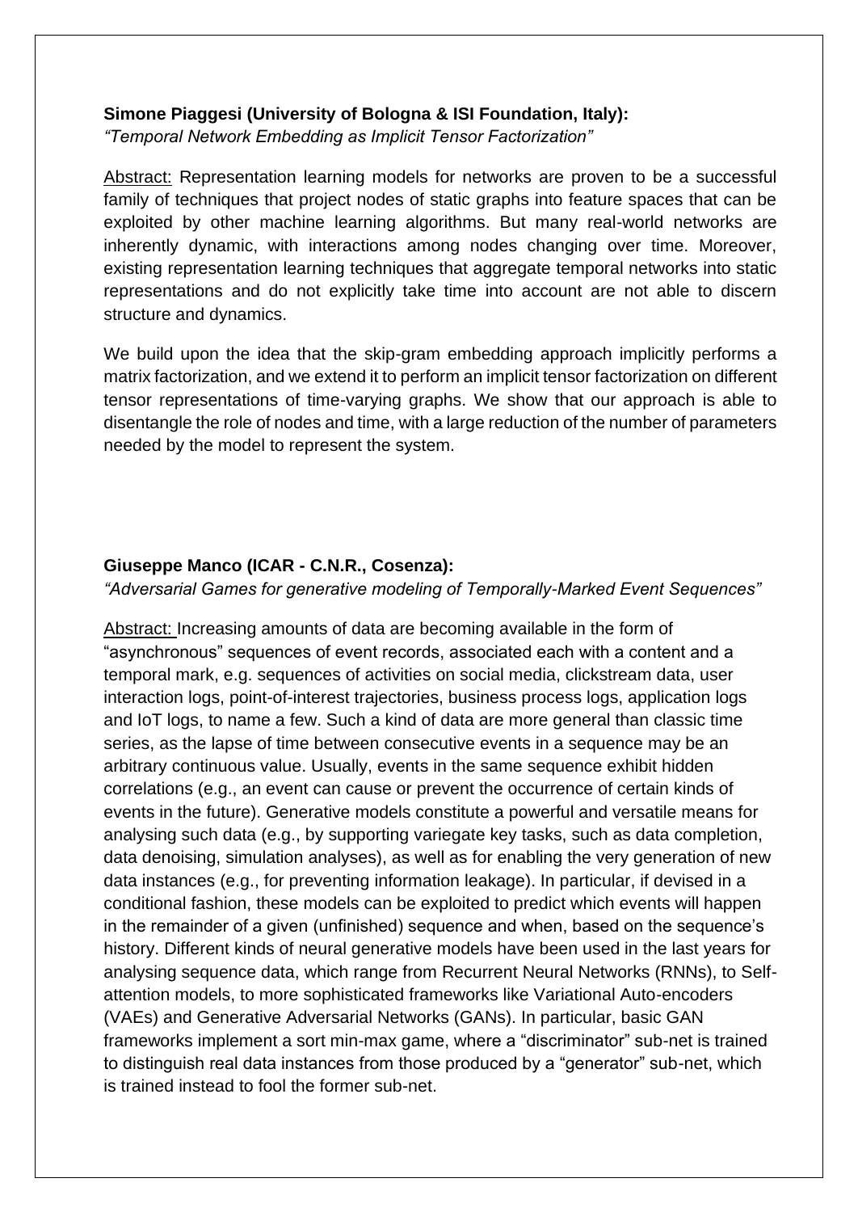**Simone Piaggesi (University of Bologna & ISI Foundation, Italy):**
*"Temporal Network Embedding as Implicit Tensor Factorization"*

Abstract: Representation learning models for networks are proven to be a successful family of techniques that project nodes of static graphs into feature spaces that can be exploited by other machine learning algorithms. But many real-world networks are inherently dynamic, with interactions among nodes changing over time. Moreover, existing representation learning techniques that aggregate temporal networks into static representations and do not explicitly take time into account are not able to discern structure and dynamics.

We build upon the idea that the skip-gram embedding approach implicitly performs a matrix factorization, and we extend it to perform an implicit tensor factorization on different tensor representations of time-varying graphs. We show that our approach is able to disentangle the role of nodes and time, with a large reduction of the number of parameters needed by the model to represent the system.

**Giuseppe Manco (ICAR - C.N.R., Cosenza):**
*"Adversarial Games for generative modeling of Temporally-Marked Event Sequences"*

Abstract: Increasing amounts of data are becoming available in the form of "asynchronous" sequences of event records, associated each with a content and a temporal mark, e.g. sequences of activities on social media, clickstream data, user interaction logs, point-of-interest trajectories, business process logs, application logs and IoT logs, to name a few. Such a kind of data are more general than classic time series, as the lapse of time between consecutive events in a sequence may be an arbitrary continuous value. Usually, events in the same sequence exhibit hidden correlations (e.g., an event can cause or prevent the occurrence of certain kinds of events in the future). Generative models constitute a powerful and versatile means for analysing such data (e.g., by supporting variegate key tasks, such as data completion, data denoising, simulation analyses), as well as for enabling the very generation of new data instances (e.g., for preventing information leakage). In particular, if devised in a conditional fashion, these models can be exploited to predict which events will happen in the remainder of a given (unfinished) sequence and when, based on the sequence's history. Different kinds of neural generative models have been used in the last years for analysing sequence data, which range from Recurrent Neural Networks (RNNs), to Self-attention models, to more sophisticated frameworks like Variational Auto-encoders (VAEs) and Generative Adversarial Networks (GANs). In particular, basic GAN frameworks implement a sort min-max game, where a "discriminator" sub-net is trained to distinguish real data instances from those produced by a "generator" sub-net, which is trained instead to fool the former sub-net.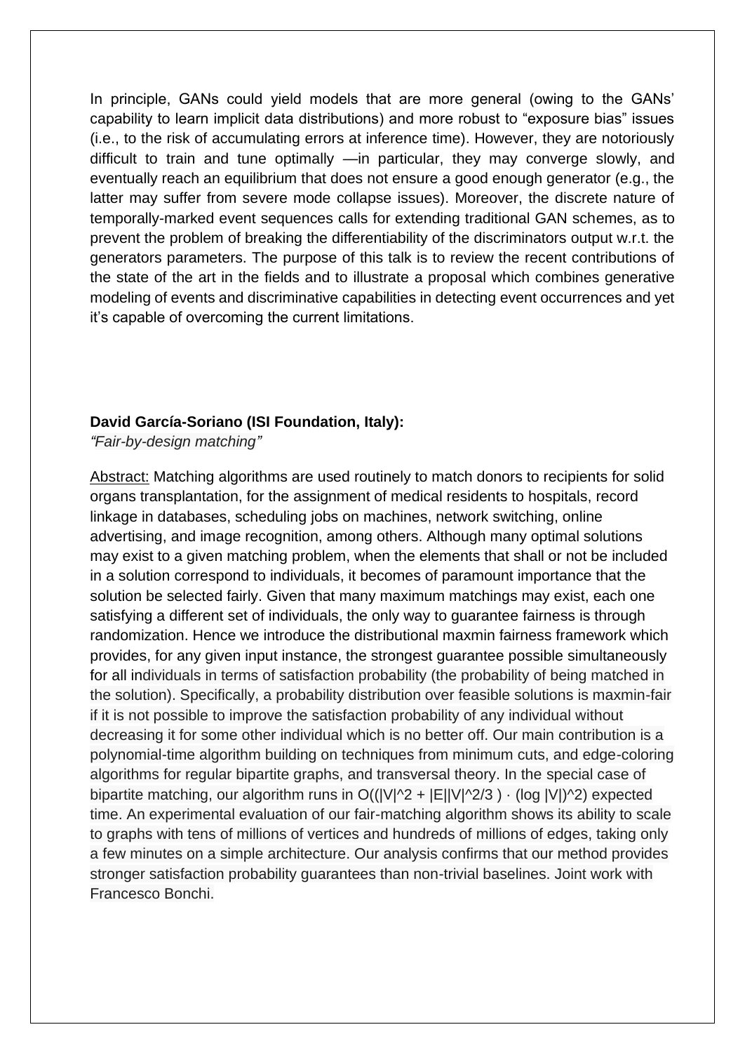In principle, GANs could yield models that are more general (owing to the GANs' capability to learn implicit data distributions) and more robust to "exposure bias" issues (i.e., to the risk of accumulating errors at inference time). However, they are notoriously difficult to train and tune optimally —in particular, they may converge slowly, and eventually reach an equilibrium that does not ensure a good enough generator (e.g., the latter may suffer from severe mode collapse issues). Moreover, the discrete nature of temporally-marked event sequences calls for extending traditional GAN schemes, as to prevent the problem of breaking the differentiability of the discriminators output w.r.t. the generators parameters. The purpose of this talk is to review the recent contributions of the state of the art in the fields and to illustrate a proposal which combines generative modeling of events and discriminative capabilities in detecting event occurrences and yet it's capable of overcoming the current limitations.

**David García-Soriano (ISI Foundation, Italy):**

*"Fair-by-design matching"*

Abstract: Matching algorithms are used routinely to match donors to recipients for solid organs transplantation, for the assignment of medical residents to hospitals, record linkage in databases, scheduling jobs on machines, network switching, online advertising, and image recognition, among others. Although many optimal solutions may exist to a given matching problem, when the elements that shall or not be included in a solution correspond to individuals, it becomes of paramount importance that the solution be selected fairly. Given that many maximum matchings may exist, each one satisfying a different set of individuals, the only way to guarantee fairness is through randomization. Hence we introduce the distributional maxmin fairness framework which provides, for any given input instance, the strongest guarantee possible simultaneously for all individuals in terms of satisfaction probability (the probability of being matched in the solution). Specifically, a probability distribution over feasible solutions is maxmin-fair if it is not possible to improve the satisfaction probability of any individual without decreasing it for some other individual which is no better off. Our main contribution is a polynomial-time algorithm building on techniques from minimum cuts, and edge-coloring algorithms for regular bipartite graphs, and transversal theory. In the special case of bipartite matching, our algorithm runs in $O((|V|^2 + |E||V|^{2/3}) \cdot (\log |V|)^2)$ expected time. An experimental evaluation of our fair-matching algorithm shows its ability to scale to graphs with tens of millions of vertices and hundreds of millions of edges, taking only a few minutes on a simple architecture. Our analysis confirms that our method provides stronger satisfaction probability guarantees than non-trivial baselines. Joint work with Francesco Bonchi.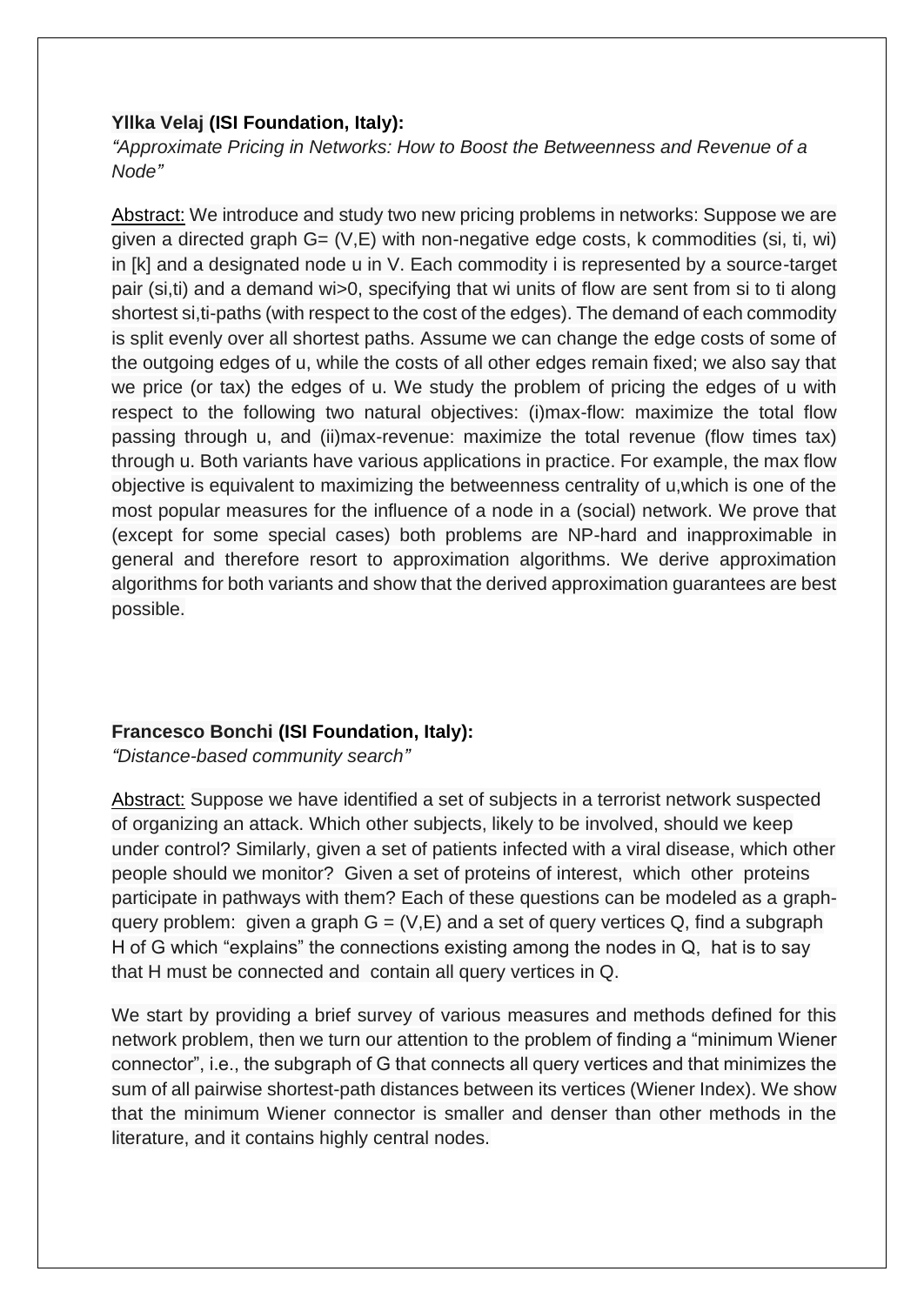**Yllka Velaj (ISI Foundation, Italy):**
*“Approximate Pricing in Networks: How to Boost the Betweenness and Revenue of a Node”*

<u>Abstract:</u> We introduce and study two new pricing problems in networks: Suppose we are given a directed graph $G= (V,E)$ with non-negative edge costs, k commodities $(s_i, t_i, w_i)$ in [k] and a designated node u in V. Each commodity i is represented by a source-target pair $(s_i,t_i)$ and a demand $w_i>0$, specifying that $w_i$ units of flow are sent from $s_i$ to $t_i$ along shortest $s_i,t_i$-paths (with respect to the cost of the edges). The demand of each commodity is split evenly over all shortest paths. Assume we can change the edge costs of some of the outgoing edges of u, while the costs of all other edges remain fixed; we also say that we price (or tax) the edges of u. We study the problem of pricing the edges of u with respect to the following two natural objectives: (i)max-flow: maximize the total flow passing through u, and (ii)max-revenue: maximize the total revenue (flow times tax) through u. Both variants have various applications in practice. For example, the max flow objective is equivalent to maximizing the betweenness centrality of u,which is one of the most popular measures for the influence of a node in a (social) network. We prove that (except for some special cases) both problems are NP-hard and inapproximable in general and therefore resort to approximation algorithms. We derive approximation algorithms for both variants and show that the derived approximation guarantees are best possible.

**Francesco Bonchi (ISI Foundation, Italy):**
*“Distance-based community search”*

<u>Abstract:</u> Suppose we have identified a set of subjects in a terrorist network suspected of organizing an attack. Which other subjects, likely to be involved, should we keep under control? Similarly, given a set of patients infected with a viral disease, which other people should we monitor? Given a set of proteins of interest, which other proteins participate in pathways with them? Each of these questions can be modeled as a graph-query problem: given a graph $G = (V,E)$ and a set of query vertices Q, find a subgraph H of G which “explains” the connections existing among the nodes in Q, hat is to say that H must be connected and contain all query vertices in Q.

We start by providing a brief survey of various measures and methods defined for this network problem, then we turn our attention to the problem of finding a “minimum Wiener connector”, i.e., the subgraph of G that connects all query vertices and that minimizes the sum of all pairwise shortest-path distances between its vertices (Wiener Index). We show that the minimum Wiener connector is smaller and denser than other methods in the literature, and it contains highly central nodes.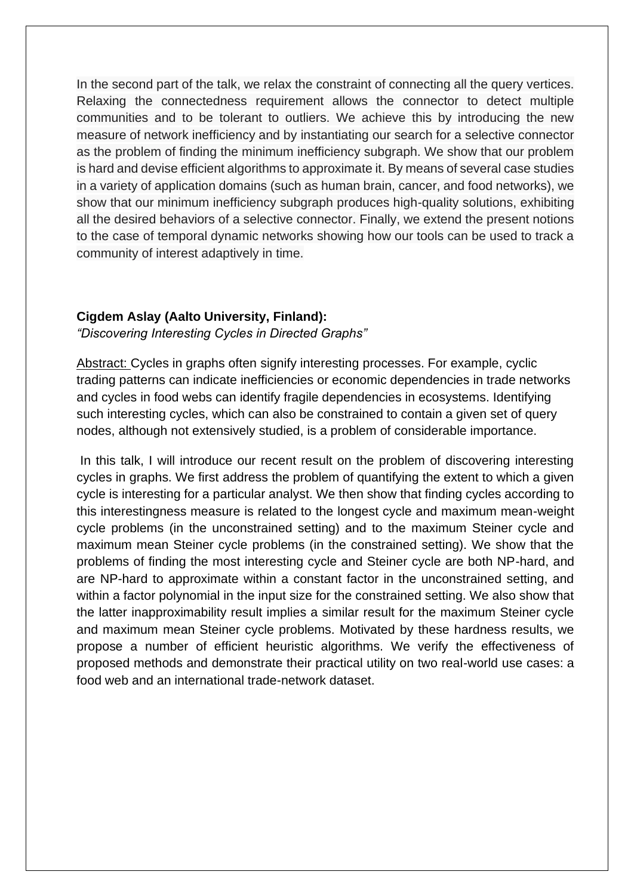In the second part of the talk, we relax the constraint of connecting all the query vertices. Relaxing the connectedness requirement allows the connector to detect multiple communities and to be tolerant to outliers. We achieve this by introducing the new measure of network inefficiency and by instantiating our search for a selective connector as the problem of finding the minimum inefficiency subgraph. We show that our problem is hard and devise efficient algorithms to approximate it. By means of several case studies in a variety of application domains (such as human brain, cancer, and food networks), we show that our minimum inefficiency subgraph produces high-quality solutions, exhibiting all the desired behaviors of a selective connector. Finally, we extend the present notions to the case of temporal dynamic networks showing how our tools can be used to track a community of interest adaptively in time.

**Cigdem Aslay (Aalto University, Finland):**
*"Discovering Interesting Cycles in Directed Graphs"*

Abstract: Cycles in graphs often signify interesting processes. For example, cyclic trading patterns can indicate inefficiencies or economic dependencies in trade networks and cycles in food webs can identify fragile dependencies in ecosystems. Identifying such interesting cycles, which can also be constrained to contain a given set of query nodes, although not extensively studied, is a problem of considerable importance.

In this talk, I will introduce our recent result on the problem of discovering interesting cycles in graphs. We first address the problem of quantifying the extent to which a given cycle is interesting for a particular analyst. We then show that finding cycles according to this interestingness measure is related to the longest cycle and maximum mean-weight cycle problems (in the unconstrained setting) and to the maximum Steiner cycle and maximum mean Steiner cycle problems (in the constrained setting). We show that the problems of finding the most interesting cycle and Steiner cycle are both NP-hard, and are NP-hard to approximate within a constant factor in the unconstrained setting, and within a factor polynomial in the input size for the constrained setting. We also show that the latter inapproximability result implies a similar result for the maximum Steiner cycle and maximum mean Steiner cycle problems. Motivated by these hardness results, we propose a number of efficient heuristic algorithms. We verify the effectiveness of proposed methods and demonstrate their practical utility on two real-world use cases: a food web and an international trade-network dataset.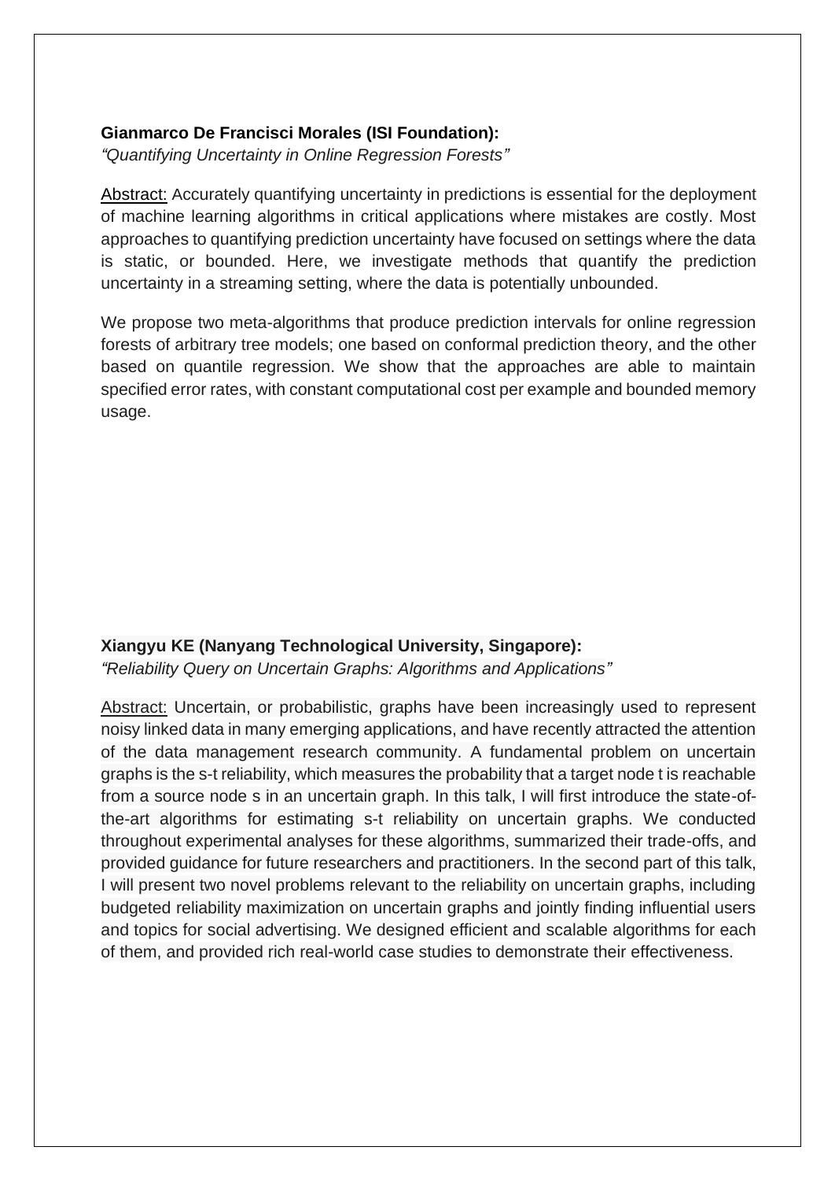**Gianmarco De Francisci Morales (ISI Foundation):**
*“Quantifying Uncertainty in Online Regression Forests”*

Abstract: Accurately quantifying uncertainty in predictions is essential for the deployment of machine learning algorithms in critical applications where mistakes are costly. Most approaches to quantifying prediction uncertainty have focused on settings where the data is static, or bounded. Here, we investigate methods that quantify the prediction uncertainty in a streaming setting, where the data is potentially unbounded.

We propose two meta-algorithms that produce prediction intervals for online regression forests of arbitrary tree models; one based on conformal prediction theory, and the other based on quantile regression. We show that the approaches are able to maintain specified error rates, with constant computational cost per example and bounded memory usage.

**Xiangyu KE (Nanyang Technological University, Singapore):**
*“Reliability Query on Uncertain Graphs: Algorithms and Applications”*

Abstract: Uncertain, or probabilistic, graphs have been increasingly used to represent noisy linked data in many emerging applications, and have recently attracted the attention of the data management research community. A fundamental problem on uncertain graphs is the s-t reliability, which measures the probability that a target node t is reachable from a source node s in an uncertain graph. In this talk, I will first introduce the state-of-the-art algorithms for estimating s-t reliability on uncertain graphs. We conducted throughout experimental analyses for these algorithms, summarized their trade-offs, and provided guidance for future researchers and practitioners. In the second part of this talk, I will present two novel problems relevant to the reliability on uncertain graphs, including budgeted reliability maximization on uncertain graphs and jointly finding influential users and topics for social advertising. We designed efficient and scalable algorithms for each of them, and provided rich real-world case studies to demonstrate their effectiveness.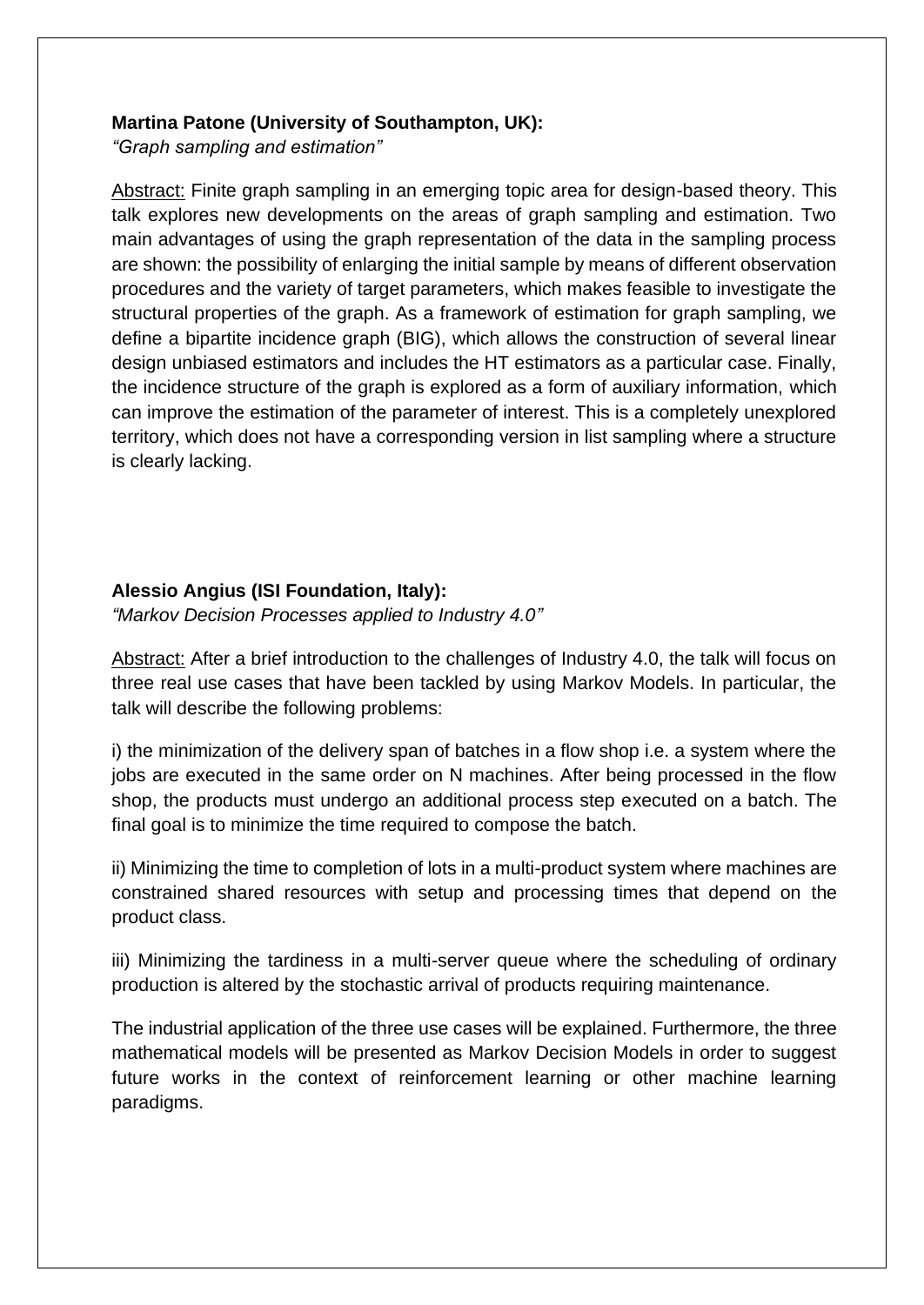**Martina Patone (University of Southampton, UK):**

*"Graph sampling and estimation"*

Abstract: Finite graph sampling in an emerging topic area for design-based theory. This talk explores new developments on the areas of graph sampling and estimation. Two main advantages of using the graph representation of the data in the sampling process are shown: the possibility of enlarging the initial sample by means of different observation procedures and the variety of target parameters, which makes feasible to investigate the structural properties of the graph. As a framework of estimation for graph sampling, we define a bipartite incidence graph (BIG), which allows the construction of several linear design unbiased estimators and includes the HT estimators as a particular case. Finally, the incidence structure of the graph is explored as a form of auxiliary information, which can improve the estimation of the parameter of interest. This is a completely unexplored territory, which does not have a corresponding version in list sampling where a structure is clearly lacking.

**Alessio Angius (ISI Foundation, Italy):**

*"Markov Decision Processes applied to Industry 4.0"*

Abstract: After a brief introduction to the challenges of Industry 4.0, the talk will focus on three real use cases that have been tackled by using Markov Models. In particular, the talk will describe the following problems:

i) the minimization of the delivery span of batches in a flow shop i.e. a system where the jobs are executed in the same order on N machines. After being processed in the flow shop, the products must undergo an additional process step executed on a batch. The final goal is to minimize the time required to compose the batch.

ii) Minimizing the time to completion of lots in a multi-product system where machines are constrained shared resources with setup and processing times that depend on the product class.

iii) Minimizing the tardiness in a multi-server queue where the scheduling of ordinary production is altered by the stochastic arrival of products requiring maintenance.

The industrial application of the three use cases will be explained. Furthermore, the three mathematical models will be presented as Markov Decision Models in order to suggest future works in the context of reinforcement learning or other machine learning paradigms.